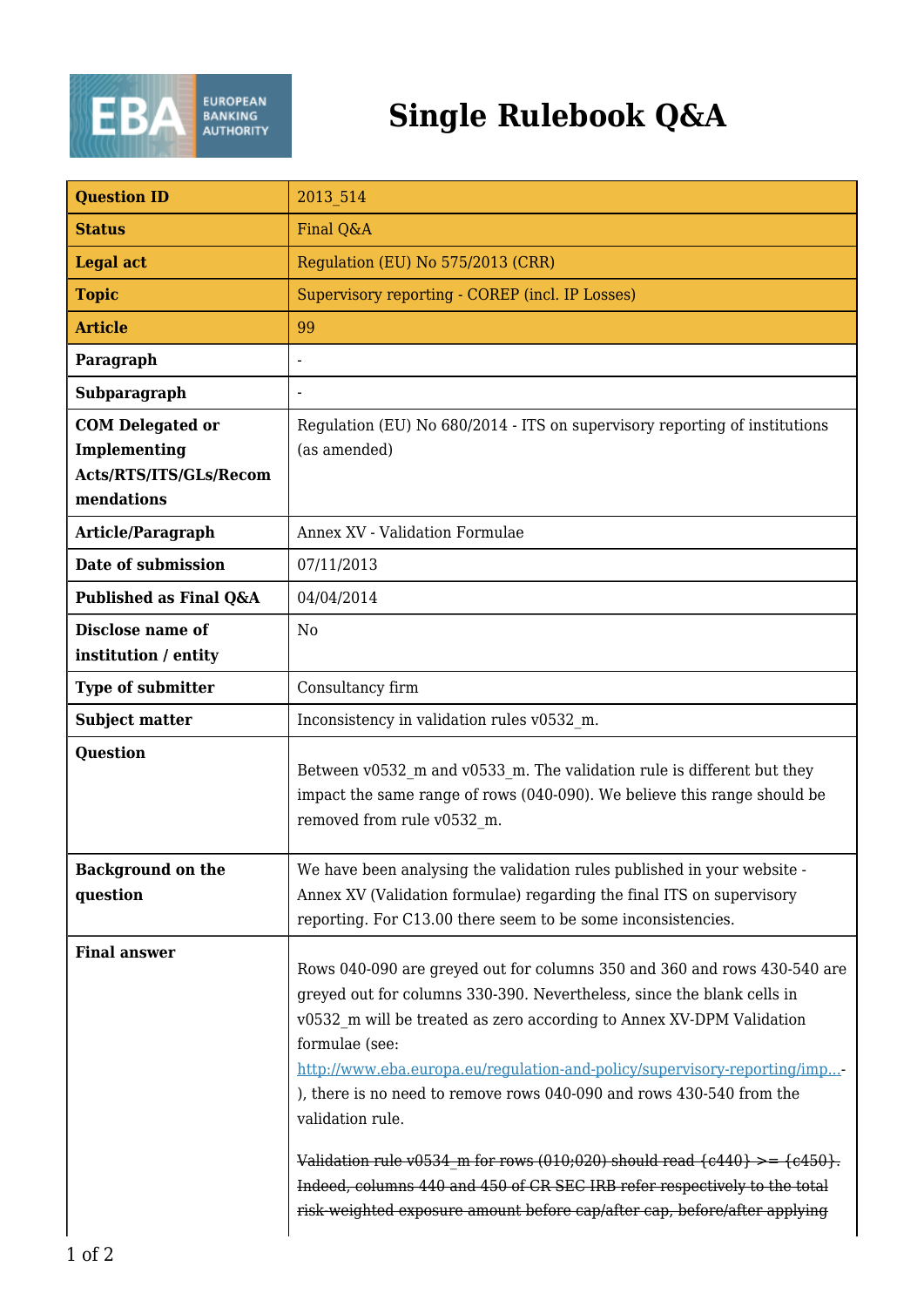# Single Rulebook Q&A

| Question ID | 2013_514 |
|---|---|
| Status | Final Q&A |
| Legal act | Regulation (EU) No 575/2013 (CRR) |
| Topic | Supervisory reporting - COREP (incl. IP Losses) |
| Article | 99 |
| Paragraph | - |
| Subparagraph | - |
| COM Delegated or Implementing Acts/RTS/ITS/GLs/Recommendations | Regulation (EU) No 680/2014 - ITS on supervisory reporting of institutions (as amended) |
| Article/Paragraph | Annex XV - Validation Formulae |
| Date of submission | 07/11/2013 |
| Published as Final Q&A | 04/04/2014 |
| Disclose name of institution / entity | No |
| Type of submitter | Consultancy firm |
| Subject matter | Inconsistency in validation rules v0532_m. |
| Question | Between v0532_m and v0533_m. The validation rule is different but they impact the same range of rows (040-090). We believe this range should be removed from rule v0532_m. |
| Background on the question | We have been analysing the validation rules published in your website - Annex XV (Validation formulae) regarding the final ITS on supervisory reporting. For C13.00 there seem to be some inconsistencies. |
| Final answer | Rows 040-090 are greyed out for columns 350 and 360 and rows 430-540 are greyed out for columns 330-390. Nevertheless, since the blank cells in v0532_m will be treated as zero according to Annex XV-DPM Validation formulae (see: [http://www.eba.europa.eu/regulation-and-policy/supervisory-reporting/imp...](http://www.eba.europa.eu/regulation-and-policy/supervisory-reporting/imp...)-), there is no need to remove rows 040-090 and rows 430-540 from the validation rule.<br><br>~~Validation rule v0534_m for rows (010;020) should read {c440} >= {c450}. Indeed, columns 440 and 450 of CR SEC IRB refer respectively to the total risk-weighted exposure amount before cap/after cap, before/after applying~~ |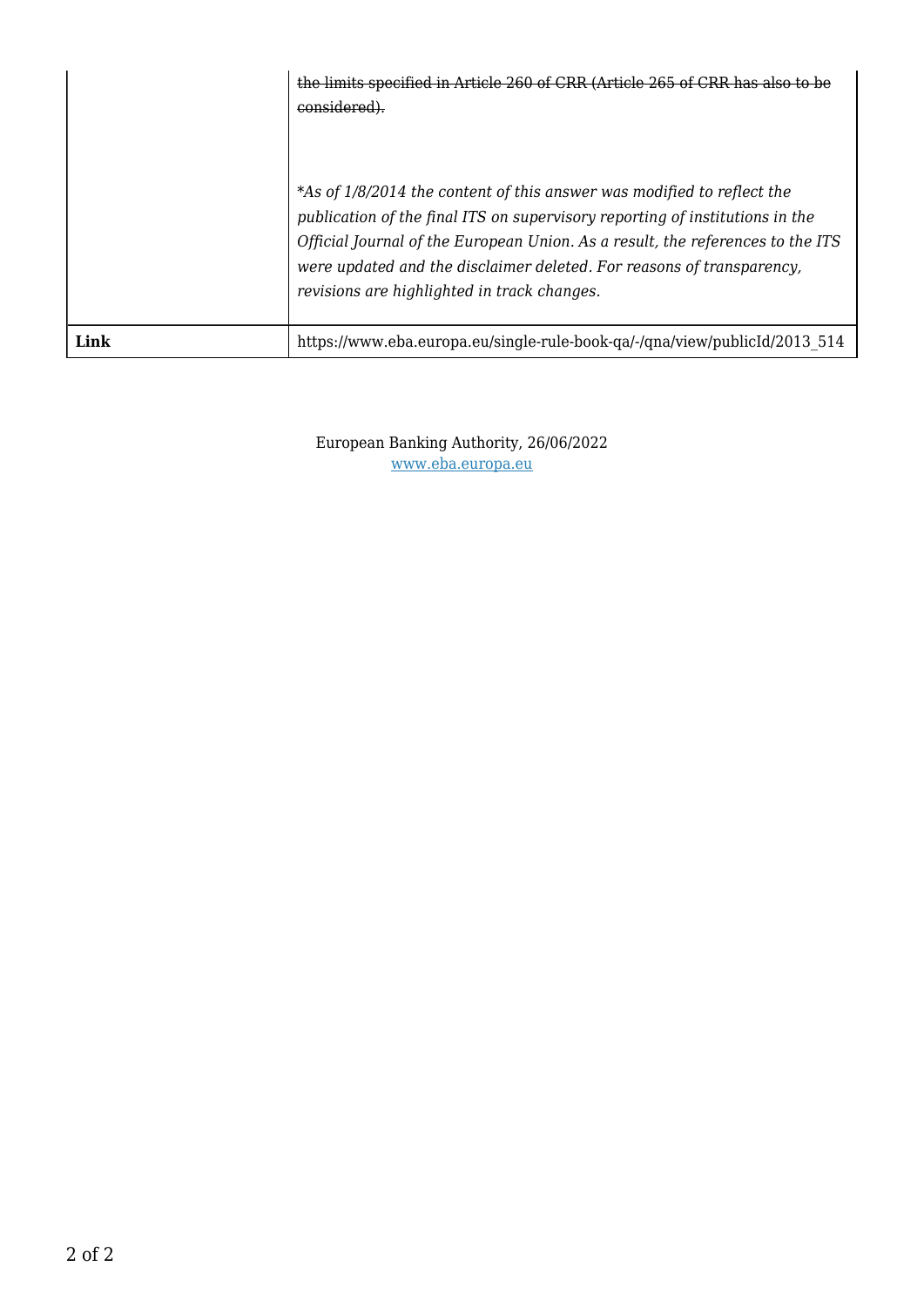| | |
|---|---|
| | ~~the limits specified in Article 260 of CRR (Article 265 of CRR has also to be considered).~~<br><br>*\*As of 1/8/2014 the content of this answer was modified to reflect the publication of the final ITS on supervisory reporting of institutions in the Official Journal of the European Union. As a result, the references to the ITS were updated and the disclaimer deleted. For reasons of transparency, revisions are highlighted in track changes.* |
| **Link** | https://www.eba.europa.eu/single-rule-book-qa/-/qna/view/publicId/2013_514 |

European Banking Authority, 26/06/2022
www.eba.europa.eu